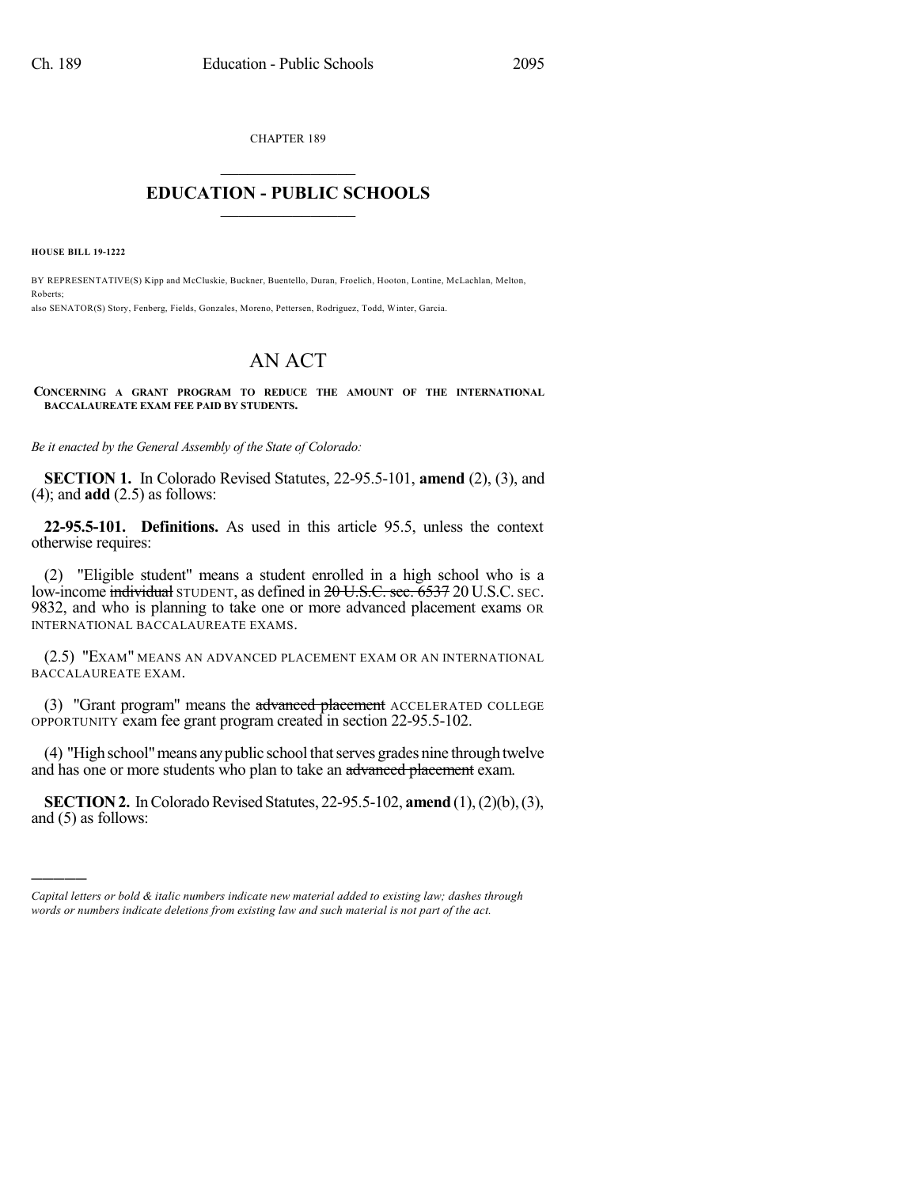CHAPTER 189

# EDUCATION - PUBLIC SCHOOLS

**HOUSE BILL 19-1222**

BY REPRESENTATIVE(S) Kipp and McCluskie, Buckner, Buentello, Duran, Froelich, Hooton, Lontine, McLachlan, Melton, Roberts;
also SENATOR(S) Story, Fenberg, Fields, Gonzales, Moreno, Pettersen, Rodriguez, Todd, Winter, Garcia.

# AN ACT

**CONCERNING A GRANT PROGRAM TO REDUCE THE AMOUNT OF THE INTERNATIONAL BACCALAUREATE EXAM FEE PAID BY STUDENTS.**

*Be it enacted by the General Assembly of the State of Colorado:*

**SECTION 1.** In Colorado Revised Statutes, 22-95.5-101, **amend** (2), (3), and (4); and **add** (2.5) as follows:

**22-95.5-101. Definitions.** As used in this article 95.5, unless the context otherwise requires:

(2) "Eligible student" means a student enrolled in a high school who is a low-income ~~individual~~ STUDENT, as defined in ~~20 U.S.C. sec. 6537~~ 20 U.S.C. SEC. 9832, and who is planning to take one or more advanced placement exams OR INTERNATIONAL BACCALAUREATE EXAMS.

(2.5) "EXAM" MEANS AN ADVANCED PLACEMENT EXAM OR AN INTERNATIONAL BACCALAUREATE EXAM.

(3) "Grant program" means the ~~advanced placement~~ ACCELERATED COLLEGE OPPORTUNITY exam fee grant program created in section 22-95.5-102.

(4) "High school" means any public school that serves grades nine through twelve and has one or more students who plan to take an ~~advanced placement~~ exam.

**SECTION 2.** In Colorado Revised Statutes, 22-95.5-102, **amend** (1), (2)(b), (3), and (5) as follows:

---

*Capital letters or bold & italic numbers indicate new material added to existing law; dashes through words or numbers indicate deletions from existing law and such material is not part of the act.*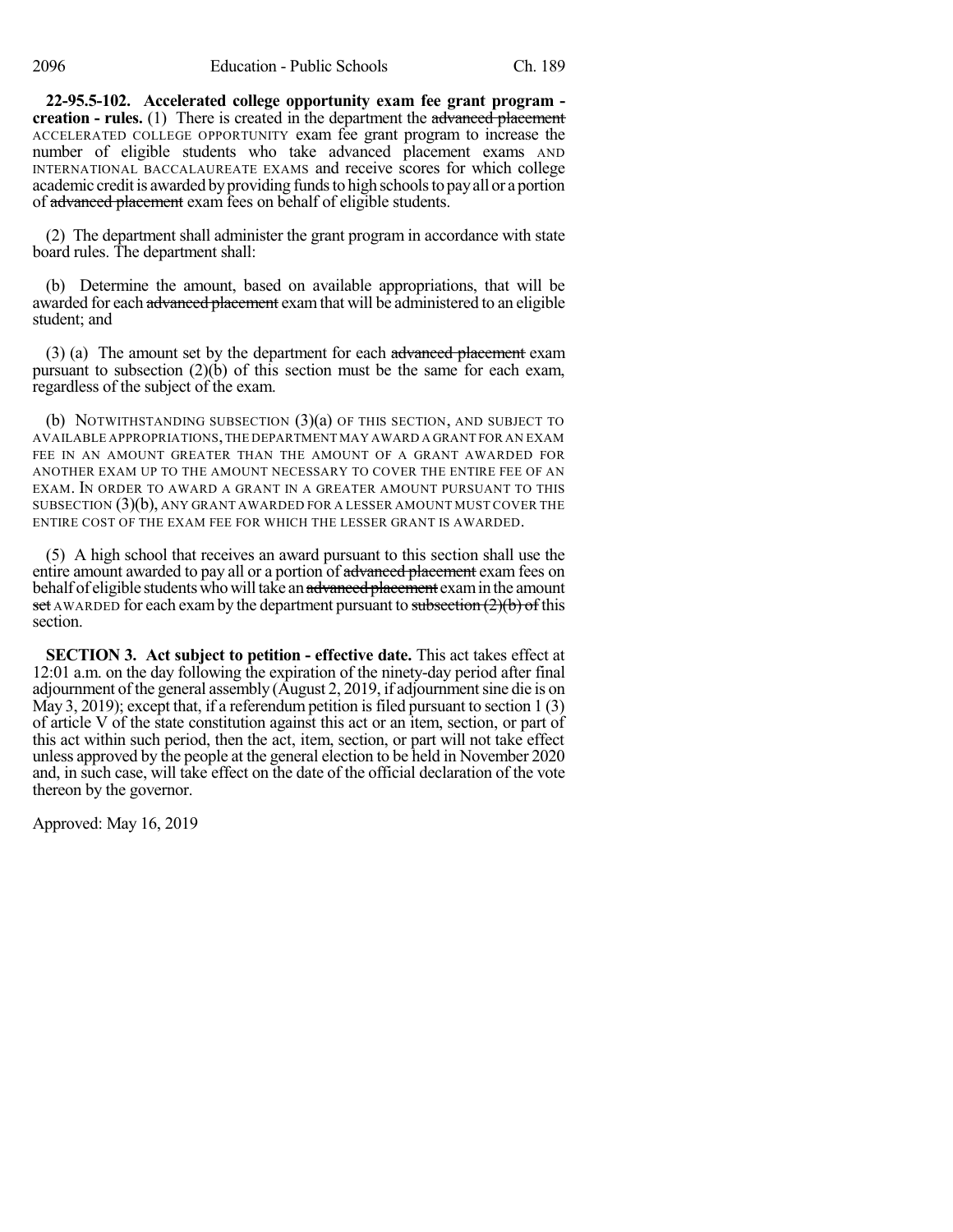**22-95.5-102. Accelerated college opportunity exam fee grant program - creation - rules.** (1) There is created in the department the ~~advanced placement~~ ACCELERATED COLLEGE OPPORTUNITY exam fee grant program to increase the number of eligible students who take advanced placement exams AND INTERNATIONAL BACCALAUREATE EXAMS and receive scores for which college academic credit is awarded by providing funds to high schools to pay all or a portion of ~~advanced placement~~ exam fees on behalf of eligible students.

(2) The department shall administer the grant program in accordance with state board rules. The department shall:

(b) Determine the amount, based on available appropriations, that will be awarded for each ~~advanced placement~~ exam that will be administered to an eligible student; and

(3) (a) The amount set by the department for each ~~advanced placement~~ exam pursuant to subsection (2)(b) of this section must be the same for each exam, regardless of the subject of the exam.

(b) NOTWITHSTANDING SUBSECTION (3)(a) OF THIS SECTION, AND SUBJECT TO AVAILABLE APPROPRIATIONS, THE DEPARTMENT MAY AWARD A GRANT FOR AN EXAM FEE IN AN AMOUNT GREATER THAN THE AMOUNT OF A GRANT AWARDED FOR ANOTHER EXAM UP TO THE AMOUNT NECESSARY TO COVER THE ENTIRE FEE OF AN EXAM. IN ORDER TO AWARD A GRANT IN A GREATER AMOUNT PURSUANT TO THIS SUBSECTION (3)(b), ANY GRANT AWARDED FOR A LESSER AMOUNT MUST COVER THE ENTIRE COST OF THE EXAM FEE FOR WHICH THE LESSER GRANT IS AWARDED.

(5) A high school that receives an award pursuant to this section shall use the entire amount awarded to pay all or a portion of ~~advanced placement~~ exam fees on behalf of eligible students who will take an ~~advanced placement~~ exam in the amount ~~set~~ AWARDED for each exam by the department pursuant to ~~subsection (2)(b) of~~ this section.

**SECTION 3. Act subject to petition - effective date.** This act takes effect at 12:01 a.m. on the day following the expiration of the ninety-day period after final adjournment of the general assembly (August 2, 2019, if adjournment sine die is on May 3, 2019); except that, if a referendum petition is filed pursuant to section 1 (3) of article V of the state constitution against this act or an item, section, or part of this act within such period, then the act, item, section, or part will not take effect unless approved by the people at the general election to be held in November 2020 and, in such case, will take effect on the date of the official declaration of the vote thereon by the governor.

Approved: May 16, 2019